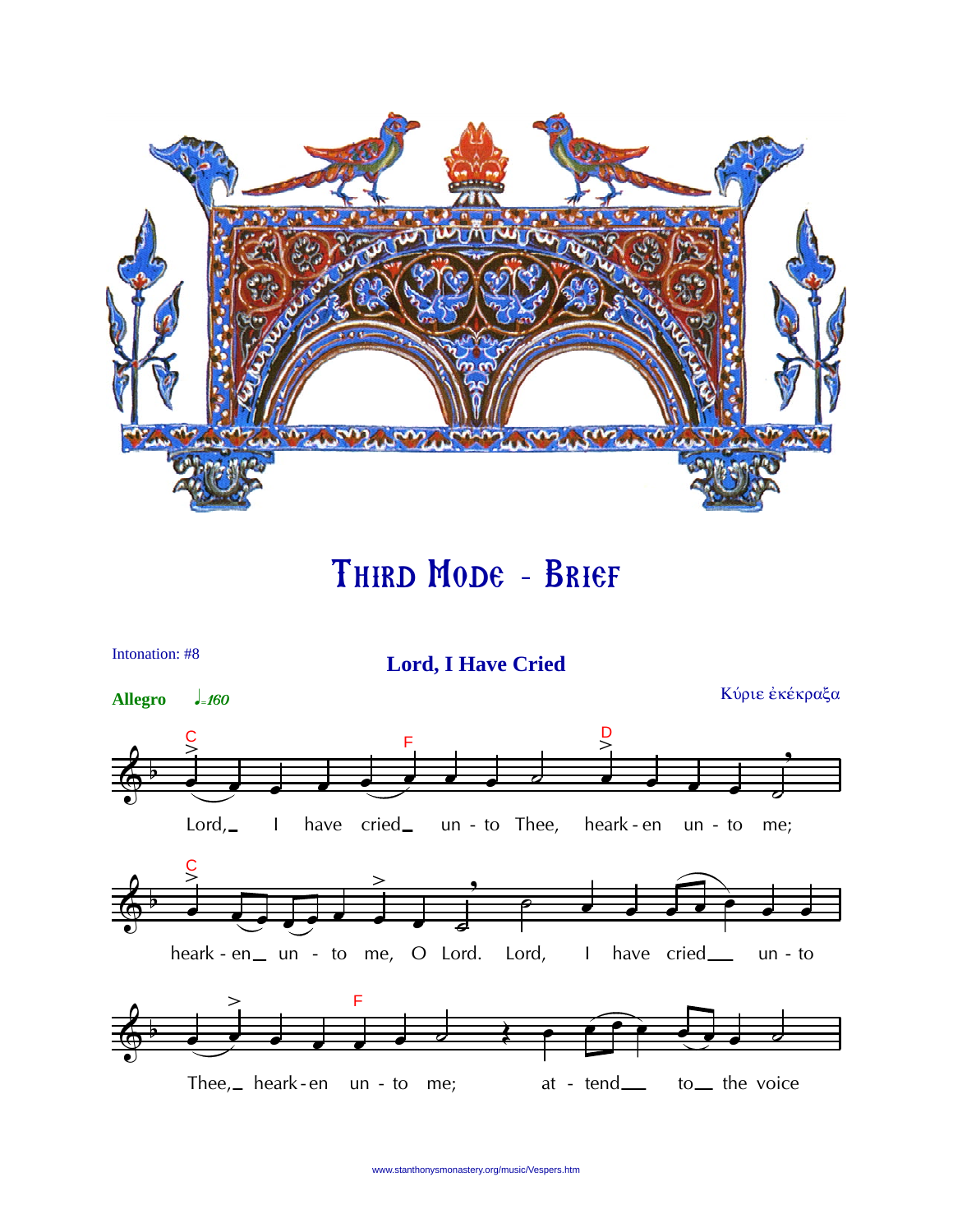# Third Mode - Brief

Intonation: #8

## Lord, I Have Cried

Κύριε ἐκέκραξα

**Allegro** *♩=160*

Lord, I have cried unto Thee, hearken unto me; hearken unto me, O Lord. Lord, I have cried unto Thee, hearken unto me; attend to the voice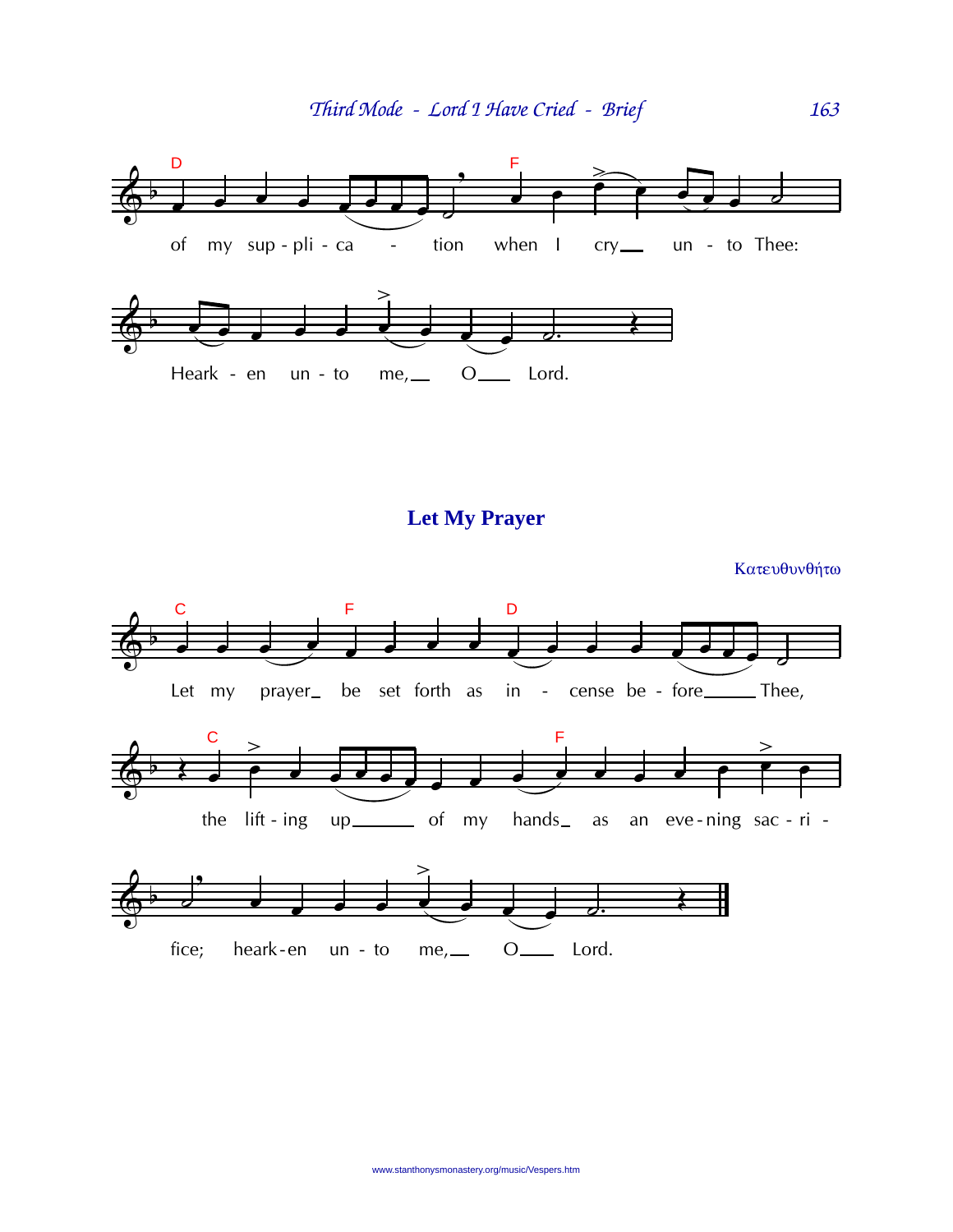of my sup - pli - ca - tion when I cry\_\_ un - to Thee:

Heark - en un - to me,\_\_ O\_\_\_ Lord.

## Let My Prayer

Κατευθυνθήτω

Let my prayer\_ be set forth as in - cense be - fore\_\_\_\_\_ Thee,

the lift - ing up\_\_\_\_\_\_ of my hands\_ as an eve - ning sac - ri -

fice; heark - en un - to me,\_\_ O\_\_\_ Lord.

www.stanthonysmonastery.org/music/Vespers.htm